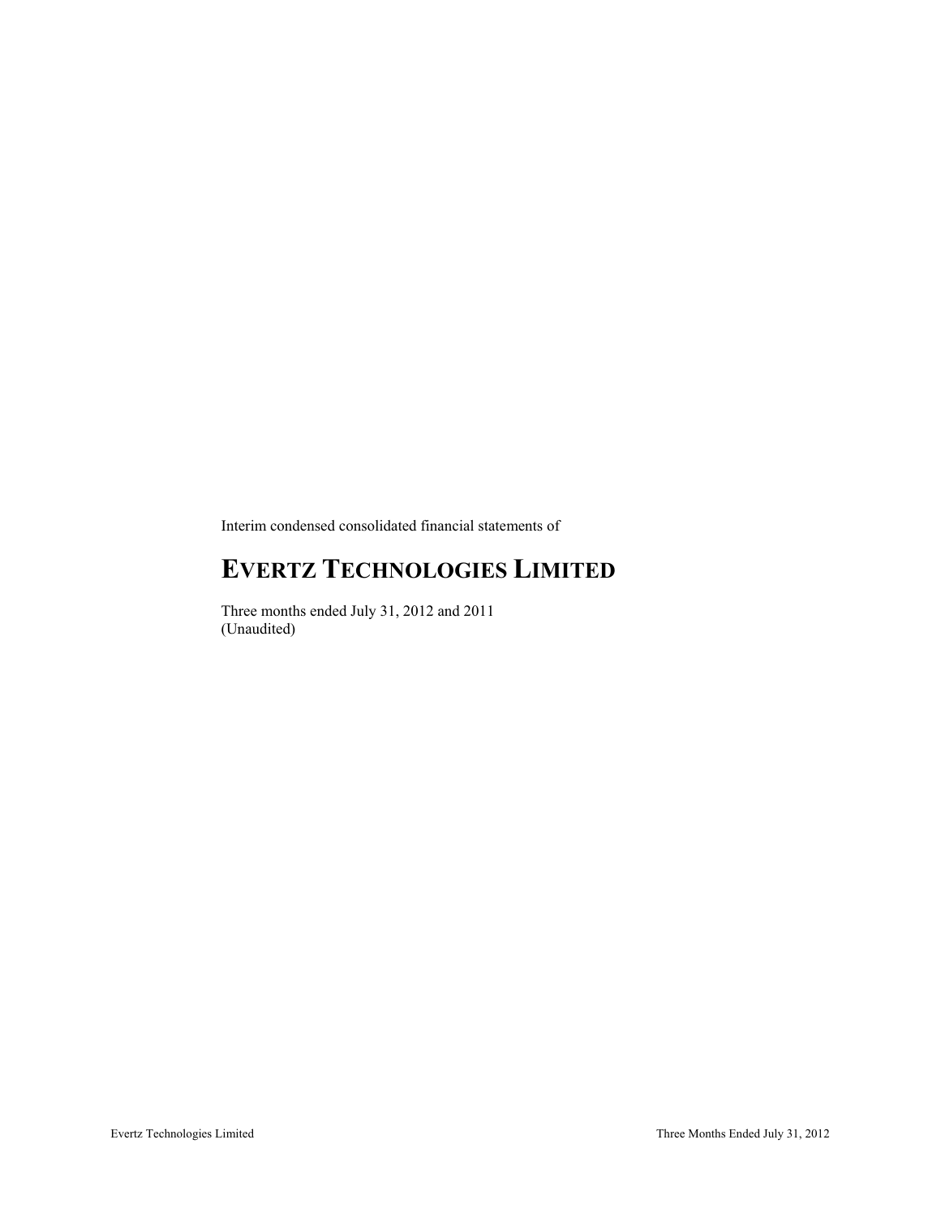Interim condensed consolidated financial statements of

# EVERTZ TECHNOLOGIES LIMITED

Three months ended July 31, 2012 and 2011
(Unaudited)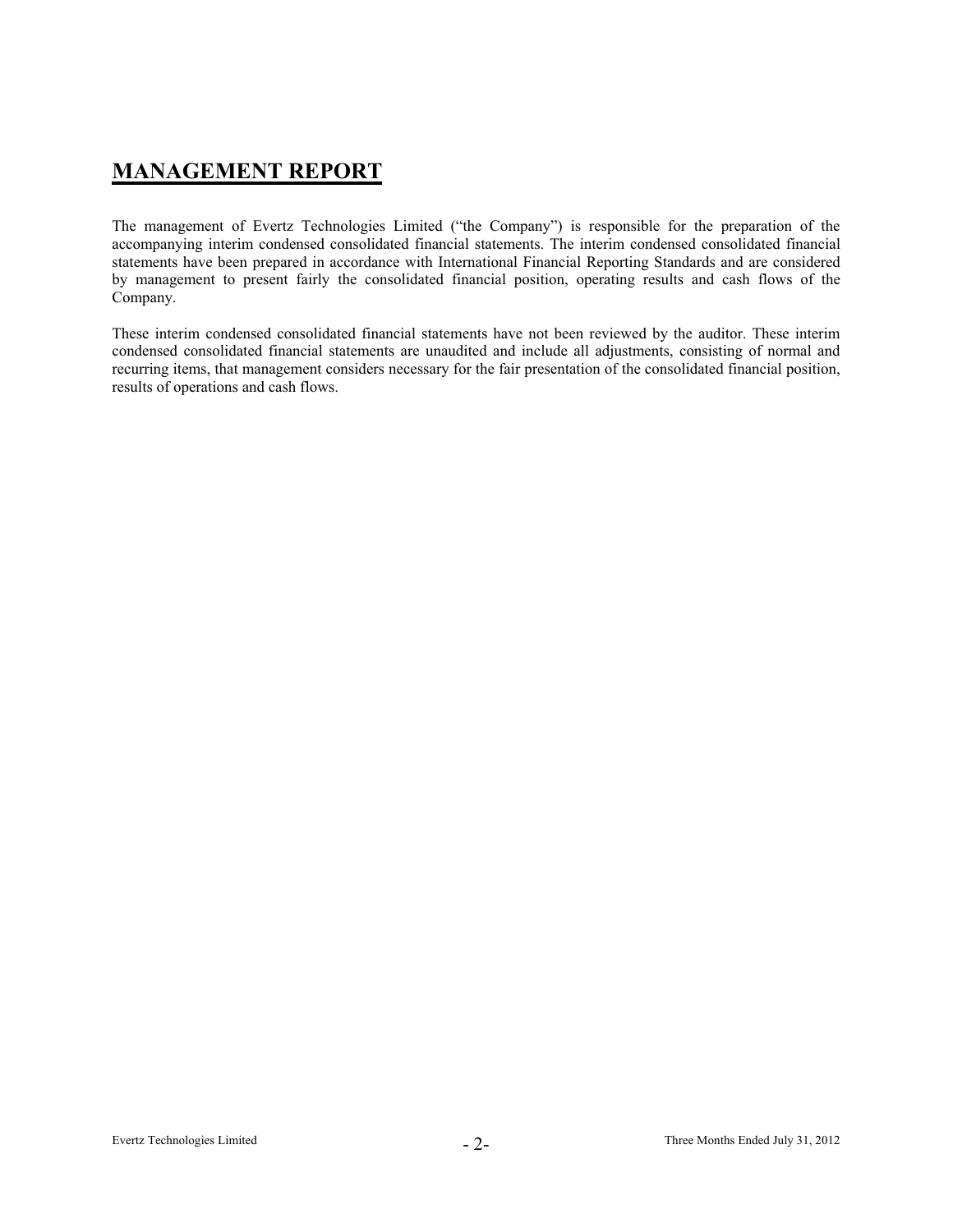# MANAGEMENT REPORT

The management of Evertz Technologies Limited ("the Company") is responsible for the preparation of the accompanying interim condensed consolidated financial statements. The interim condensed consolidated financial statements have been prepared in accordance with International Financial Reporting Standards and are considered by management to present fairly the consolidated financial position, operating results and cash flows of the Company.

These interim condensed consolidated financial statements have not been reviewed by the auditor. These interim condensed consolidated financial statements are unaudited and include all adjustments, consisting of normal and recurring items, that management considers necessary for the fair presentation of the consolidated financial position, results of operations and cash flows.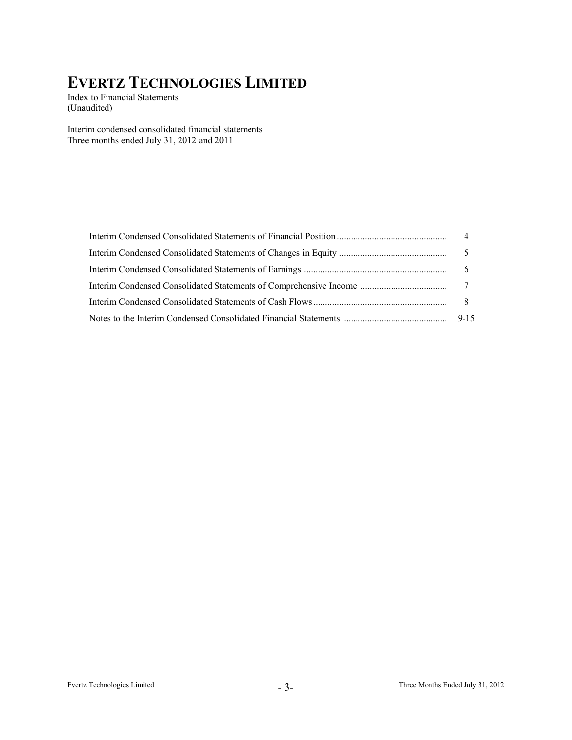# EVERTZ TECHNOLOGIES LIMITED

Index to Financial Statements
(Unaudited)

Interim condensed consolidated financial statements
Three months ended July 31, 2012 and 2011

| | |
|---|---|
| Interim Condensed Consolidated Statements of Financial Position | 4 |
| Interim Condensed Consolidated Statements of Changes in Equity | 5 |
| Interim Condensed Consolidated Statements of Earnings | 6 |
| Interim Condensed Consolidated Statements of Comprehensive Income | 7 |
| Interim Condensed Consolidated Statements of Cash Flows | 8 |
| Notes to the Interim Condensed Consolidated Financial Statements | 9-15 |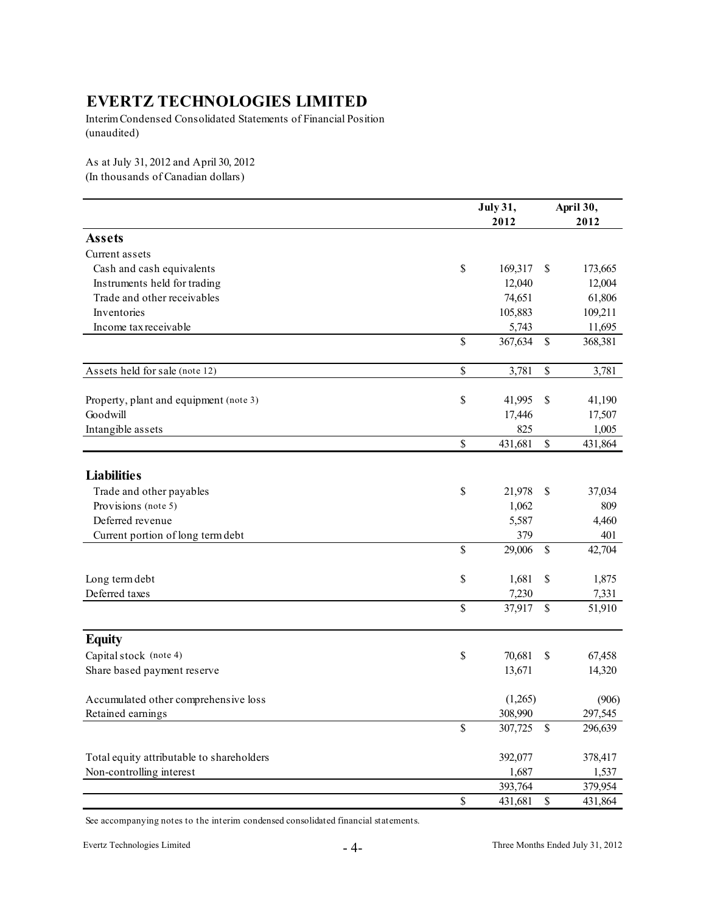# EVERTZ TECHNOLOGIES LIMITED

Interim Condensed Consolidated Statements of Financial Position
(unaudited)

As at July 31, 2012 and April 30, 2012
(In thousands of Canadian dollars)

| | July 31, 2012 | April 30, 2012 |
|---|---|---|
| **Assets** | | |
| Current assets | | |
| Cash and cash equivalents | $ 169,317 | $ 173,665 |
| Instruments held for trading | 12,040 | 12,004 |
| Trade and other receivables | 74,651 | 61,806 |
| Inventories | 105,883 | 109,211 |
| Income tax receivable | 5,743 | 11,695 |
| | $ 367,634 | $ 368,381 |
| Assets held for sale (note 12) | $ 3,781 | $ 3,781 |
| Property, plant and equipment (note 3) | $ 41,995 | $ 41,190 |
| Goodwill | 17,446 | 17,507 |
| Intangible assets | 825 | 1,005 |
| | $ 431,681 | $ 431,864 |
| **Liabilities** | | |
| Trade and other payables | $ 21,978 | $ 37,034 |
| Provisions (note 5) | 1,062 | 809 |
| Deferred revenue | 5,587 | 4,460 |
| Current portion of long term debt | 379 | 401 |
| | $ 29,006 | $ 42,704 |
| Long term debt | $ 1,681 | $ 1,875 |
| Deferred taxes | 7,230 | 7,331 |
| | $ 37,917 | $ 51,910 |
| **Equity** | | |
| Capital stock (note 4) | $ 70,681 | $ 67,458 |
| Share based payment reserve | 13,671 | 14,320 |
| Accumulated other comprehensive loss | (1,265) | (906) |
| Retained earnings | 308,990 | 297,545 |
| | $ 307,725 | $ 296,639 |
| Total equity attributable to shareholders | 392,077 | 378,417 |
| Non-controlling interest | 1,687 | 1,537 |
| | 393,764 | 379,954 |
| | $ 431,681 | $ 431,864 |

See accompanying notes to the interim condensed consolidated financial statements.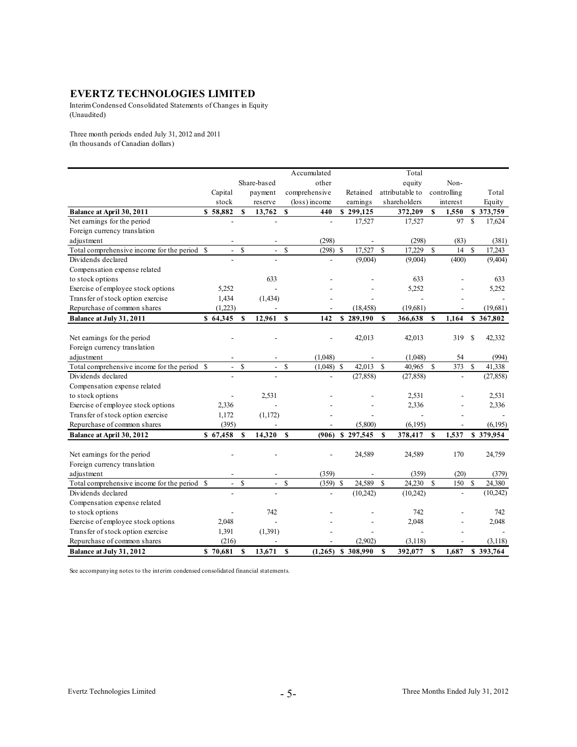# EVERTZ TECHNOLOGIES LIMITED

Interim Condensed Consolidated Statements of Changes in Equity
(Unaudited)

Three month periods ended July 31, 2012 and 2011
(In thousands of Canadian dollars)

| | Capital stock | Share-based payment reserve | Accumulated other comprehensive (loss) income | Retained earnings | Total equity attributable to shareholders | Non-controlling interest | Total Equity |
|---|---|---|---|---|---|---|---|
| **Balance at April 30, 2011** | **$ 58,882** | **$ 13,762** | **$ 440** | **$ 299,125** | **372,209** | **$ 1,550** | **$ 373,759** |
| Net earnings for the period | - | - | - | 17,527 | 17,527 | 97 | $ 17,624 |
| Foreign currency translation adjustment | - | - | (298) | - | (298) | (83) | (381) |
| Total comprehensive income for the period | $ - | $ - | $ (298) | $ 17,527 | $ 17,229 | $ 14 | $ 17,243 |
| Dividends declared | - | - | - | (9,004) | (9,004) | (400) | (9,404) |
| Compensation expense related to stock options | | 633 | - | - | 633 | - | 633 |
| Exercise of employee stock options | 5,252 | - | - | - | 5,252 | - | 5,252 |
| Transfer of stock option exercise | 1,434 | (1,434) | - | - | - | - | - |
| Repurchase of common shares | (1,223) | - | - | (18,458) | (19,681) | - | (19,681) |
| **Balance at July 31, 2011** | **$ 64,345** | **$ 12,961** | **$ 142** | **$ 289,190** | **$ 366,638** | **$ 1,164** | **$ 367,802** |
| Net earnings for the period | - | - | - | 42,013 | 42,013 | 319 | $ 42,332 |
| Foreign currency translation adjustment | - | - | (1,048) | - | (1,048) | 54 | (994) |
| Total comprehensive income for the period | $ - | $ - | $ (1,048) | $ 42,013 | $ 40,965 | $ 373 | $ 41,338 |
| Dividends declared | - | - | - | (27,858) | (27,858) | - | (27,858) |
| Compensation expense related to stock options | - | 2,531 | - | - | 2,531 | - | 2,531 |
| Exercise of employee stock options | 2,336 | - | - | - | 2,336 | - | 2,336 |
| Transfer of stock option exercise | 1,172 | (1,172) | - | - | - | - | - |
| Repurchase of common shares | (395) | - | - | (5,800) | (6,195) | - | (6,195) |
| **Balance at April 30, 2012** | **$ 67,458** | **$ 14,320** | **$ (906)** | **$ 297,545** | **$ 378,417** | **$ 1,537** | **$ 379,954** |
| Net earnings for the period | - | - | - | 24,589 | 24,589 | 170 | 24,759 |
| Foreign currency translation adjustment | - | - | (359) | - | (359) | (20) | (379) |
| Total comprehensive income for the period | $ - | $ - | $ (359) | $ 24,589 | $ 24,230 | $ 150 | $ 24,380 |
| Dividends declared | - | - | - | (10,242) | (10,242) | - | (10,242) |
| Compensation expense related to stock options | - | 742 | - | - | 742 | - | 742 |
| Exercise of employee stock options | 2,048 | - | - | - | 2,048 | - | 2,048 |
| Transfer of stock option exercise | 1,391 | (1,391) | - | - | - | - | - |
| Repurchase of common shares | (216) | - | - | (2,902) | (3,118) | - | (3,118) |
| **Balance at July 31, 2012** | **$ 70,681** | **$ 13,671** | **$ (1,265)** | **$ 308,990** | **$ 392,077** | **$ 1,687** | **$ 393,764** |

See accompanying notes to the interim condensed consolidated financial statements.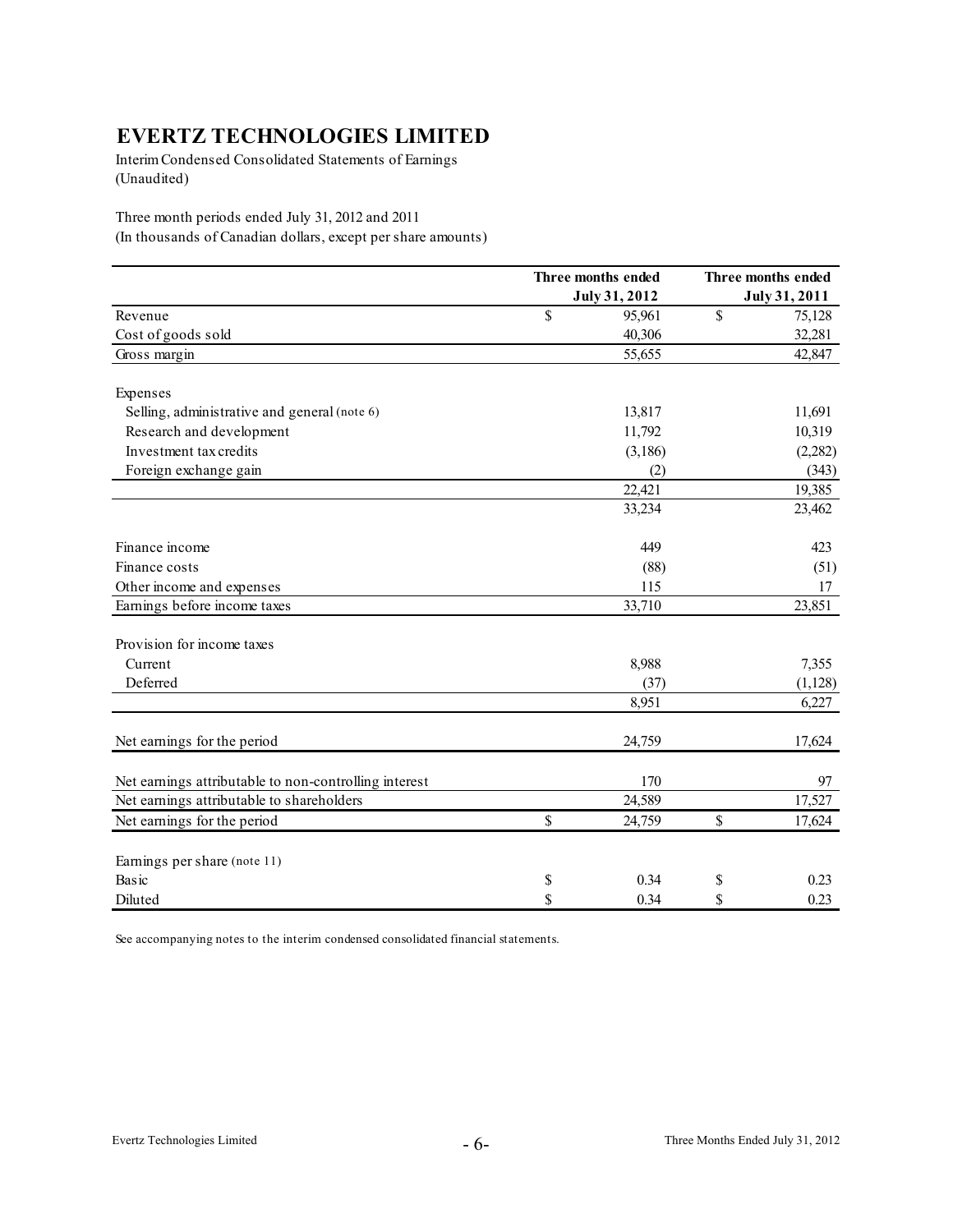# EVERTZ TECHNOLOGIES LIMITED

Interim Condensed Consolidated Statements of Earnings
(Unaudited)

Three month periods ended July 31, 2012 and 2011
(In thousands of Canadian dollars, except per share amounts)

| | Three months ended July 31, 2012 | Three months ended July 31, 2011 |
|---|---|---|
| Revenue | $ 95,961 | $ 75,128 |
| Cost of goods sold | 40,306 | 32,281 |
| Gross margin | 55,655 | 42,847 |
| | | |
| Expenses | | |
| Selling, administrative and general (note 6) | 13,817 | 11,691 |
| Research and development | 11,792 | 10,319 |
| Investment tax credits | (3,186) | (2,282) |
| Foreign exchange gain | (2) | (343) |
| | 22,421 | 19,385 |
| | 33,234 | 23,462 |
| | | |
| Finance income | 449 | 423 |
| Finance costs | (88) | (51) |
| Other income and expenses | 115 | 17 |
| Earnings before income taxes | 33,710 | 23,851 |
| | | |
| Provision for income taxes | | |
| Current | 8,988 | 7,355 |
| Deferred | (37) | (1,128) |
| | 8,951 | 6,227 |
| | | |
| Net earnings for the period | 24,759 | 17,624 |
| | | |
| Net earnings attributable to non-controlling interest | 170 | 97 |
| Net earnings attributable to shareholders | 24,589 | 17,527 |
| Net earnings for the period | $ 24,759 | $ 17,624 |
| | | |
| Earnings per share (note 11) | | |
| Basic | $ 0.34 | $ 0.23 |
| Diluted | $ 0.34 | $ 0.23 |

See accompanying notes to the interim condensed consolidated financial statements.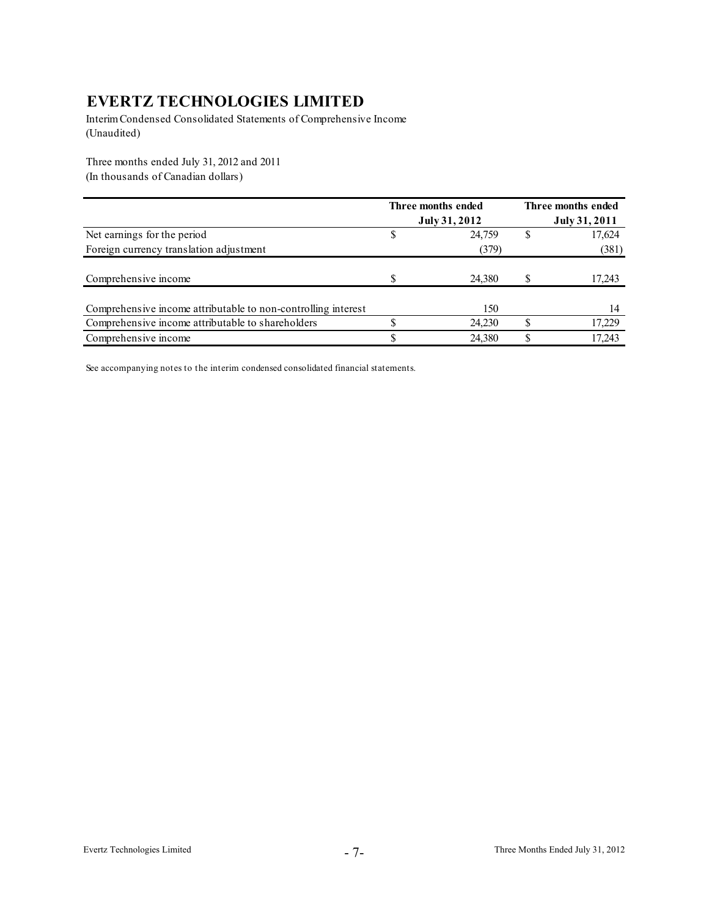# EVERTZ TECHNOLOGIES LIMITED

Interim Condensed Consolidated Statements of Comprehensive Income
(Unaudited)

Three months ended July 31, 2012 and 2011
(In thousands of Canadian dollars)

| | Three months ended July 31, 2012 | Three months ended July 31, 2011 |
|---|---|---|
| Net earnings for the period | $ 24,759 | $ 17,624 |
| Foreign currency translation adjustment | (379) | (381) |
| Comprehensive income | $ 24,380 | $ 17,243 |
| Comprehensive income attributable to non-controlling interest | 150 | 14 |
| Comprehensive income attributable to shareholders | $ 24,230 | $ 17,229 |
| Comprehensive income | $ 24,380 | $ 17,243 |

See accompanying notes to the interim condensed consolidated financial statements.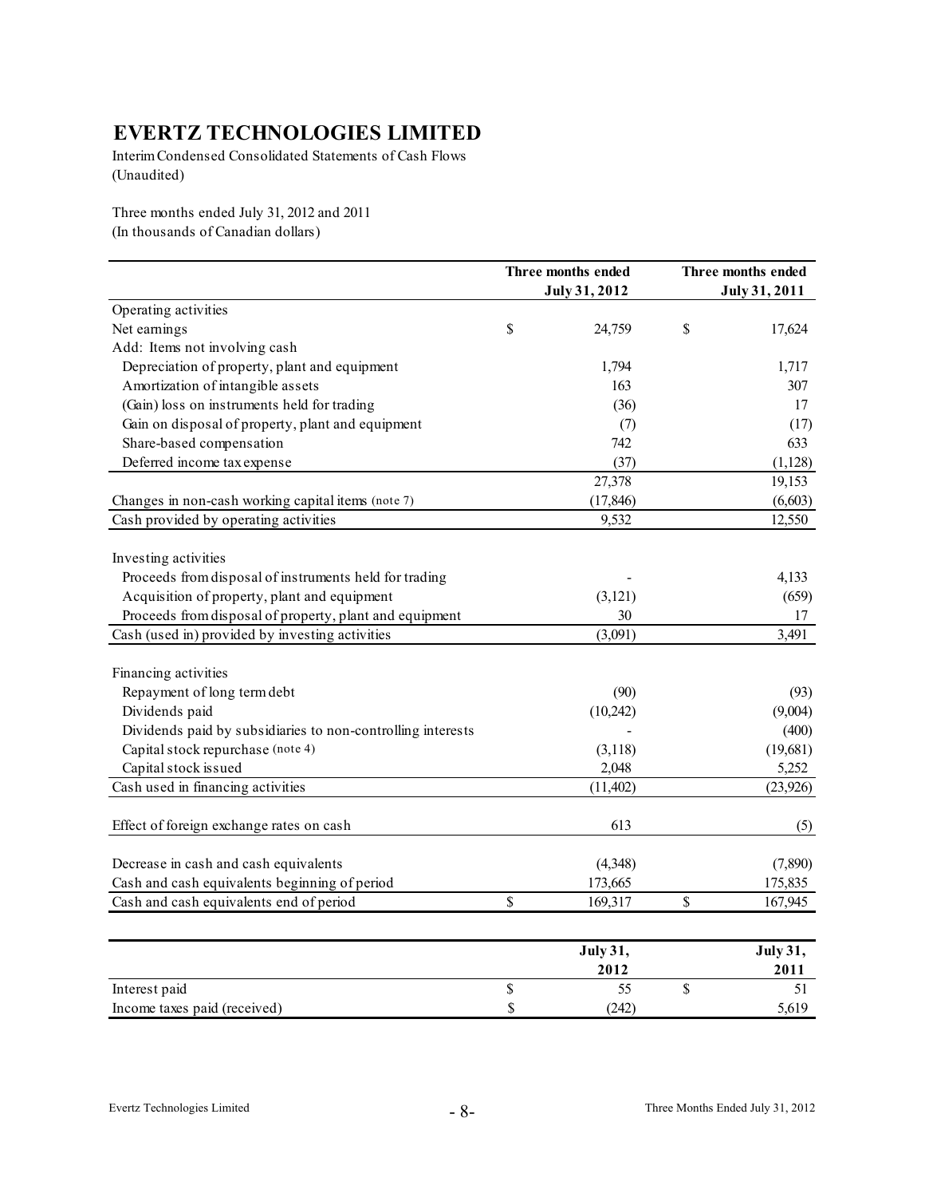# EVERTZ TECHNOLOGIES LIMITED

Interim Condensed Consolidated Statements of Cash Flows
(Unaudited)

Three months ended July 31, 2012 and 2011
(In thousands of Canadian dollars)

| | Three months ended July 31, 2012 | Three months ended July 31, 2011 |
|---|---|---|
| Operating activities | | |
| Net earnings | $ 24,759 | $ 17,624 |
| Add: Items not involving cash | | |
| Depreciation of property, plant and equipment | 1,794 | 1,717 |
| Amortization of intangible assets | 163 | 307 |
| (Gain) loss on instruments held for trading | (36) | 17 |
| Gain on disposal of property, plant and equipment | (7) | (17) |
| Share-based compensation | 742 | 633 |
| Deferred income tax expense | (37) | (1,128) |
| | 27,378 | 19,153 |
| Changes in non-cash working capital items (note 7) | (17,846) | (6,603) |
| Cash provided by operating activities | 9,532 | 12,550 |
| | | |
| Investing activities | | |
| Proceeds from disposal of instruments held for trading | - | 4,133 |
| Acquisition of property, plant and equipment | (3,121) | (659) |
| Proceeds from disposal of property, plant and equipment | 30 | 17 |
| Cash (used in) provided by investing activities | (3,091) | 3,491 |
| | | |
| Financing activities | | |
| Repayment of long term debt | (90) | (93) |
| Dividends paid | (10,242) | (9,004) |
| Dividends paid by subsidiaries to non-controlling interests | - | (400) |
| Capital stock repurchase (note 4) | (3,118) | (19,681) |
| Capital stock issued | 2,048 | 5,252 |
| Cash used in financing activities | (11,402) | (23,926) |
| | | |
| Effect of foreign exchange rates on cash | 613 | (5) |
| | | |
| Decrease in cash and cash equivalents | (4,348) | (7,890) |
| Cash and cash equivalents beginning of period | 173,665 | 175,835 |
| Cash and cash equivalents end of period | $ 169,317 | $ 167,945 |

| | July 31, 2012 | July 31, 2011 |
|---|---|---|
| Interest paid | $ 55 | $ 51 |
| Income taxes paid (received) | $ (242) | 5,619 |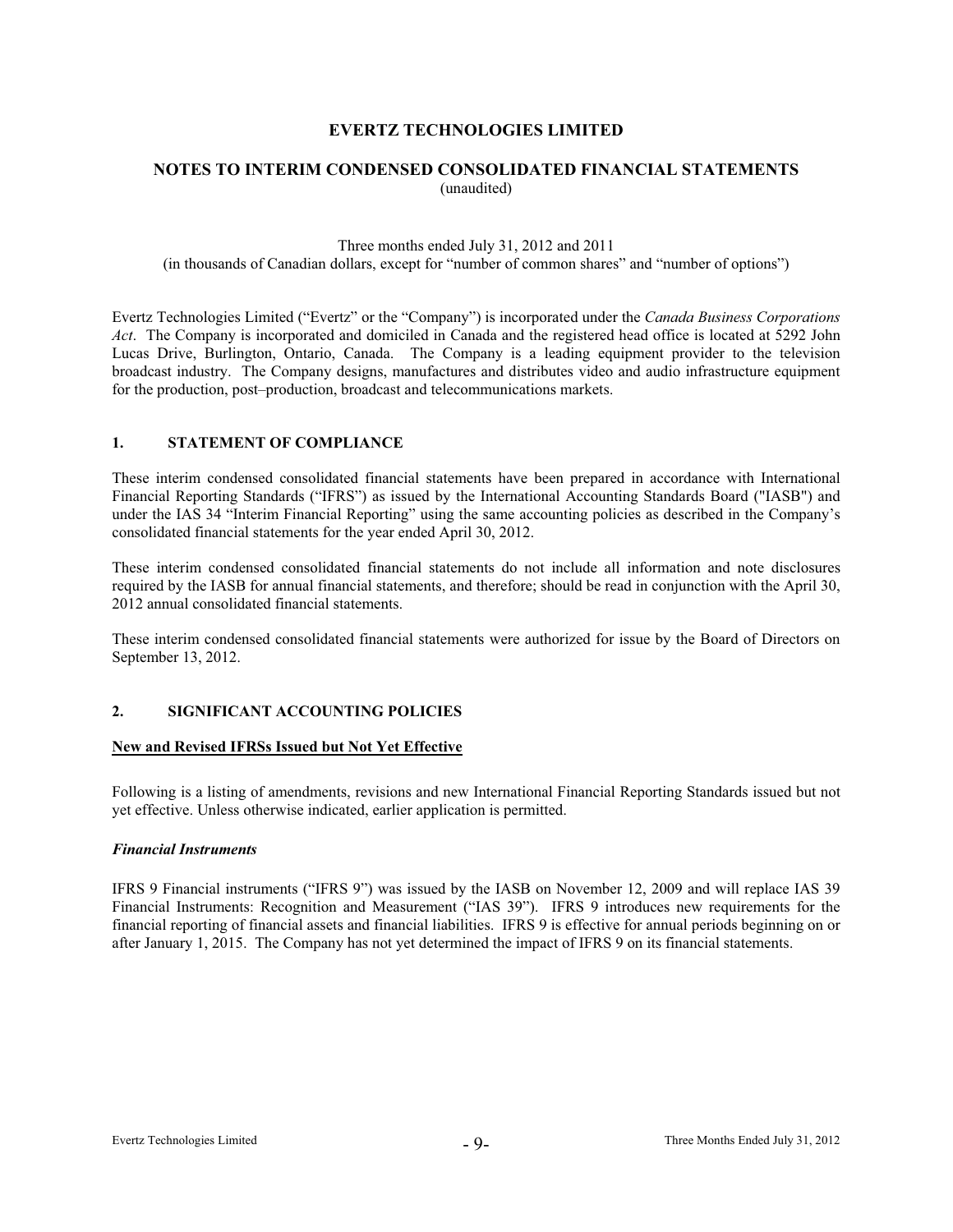# EVERTZ TECHNOLOGIES LIMITED

## NOTES TO INTERIM CONDENSED CONSOLIDATED FINANCIAL STATEMENTS

(unaudited)

Three months ended July 31, 2012 and 2011
(in thousands of Canadian dollars, except for "number of common shares" and "number of options")

Evertz Technologies Limited ("Evertz" or the "Company") is incorporated under the *Canada Business Corporations Act*. The Company is incorporated and domiciled in Canada and the registered head office is located at 5292 John Lucas Drive, Burlington, Ontario, Canada. The Company is a leading equipment provider to the television broadcast industry. The Company designs, manufactures and distributes video and audio infrastructure equipment for the production, post–production, broadcast and telecommunications markets.

### 1. STATEMENT OF COMPLIANCE

These interim condensed consolidated financial statements have been prepared in accordance with International Financial Reporting Standards ("IFRS") as issued by the International Accounting Standards Board ("IASB") and under the IAS 34 "Interim Financial Reporting" using the same accounting policies as described in the Company's consolidated financial statements for the year ended April 30, 2012.

These interim condensed consolidated financial statements do not include all information and note disclosures required by the IASB for annual financial statements, and therefore; should be read in conjunction with the April 30, 2012 annual consolidated financial statements.

These interim condensed consolidated financial statements were authorized for issue by the Board of Directors on September 13, 2012.

### 2. SIGNIFICANT ACCOUNTING POLICIES

**New and Revised IFRSs Issued but Not Yet Effective**

Following is a listing of amendments, revisions and new International Financial Reporting Standards issued but not yet effective. Unless otherwise indicated, earlier application is permitted.

***Financial Instruments***

IFRS 9 Financial instruments ("IFRS 9") was issued by the IASB on November 12, 2009 and will replace IAS 39 Financial Instruments: Recognition and Measurement ("IAS 39"). IFRS 9 introduces new requirements for the financial reporting of financial assets and financial liabilities. IFRS 9 is effective for annual periods beginning on or after January 1, 2015. The Company has not yet determined the impact of IFRS 9 on its financial statements.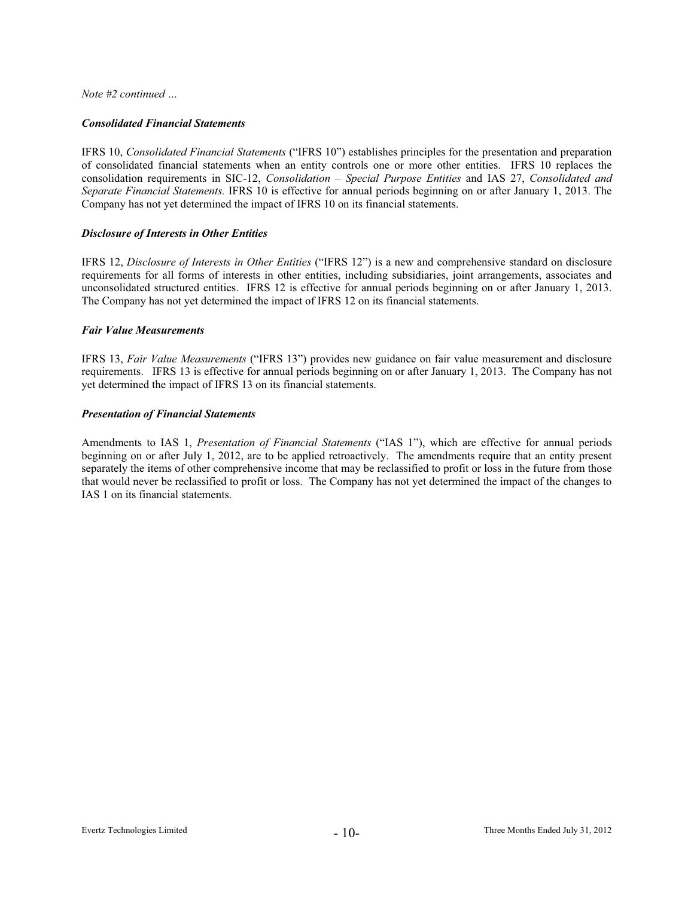*Note #2 continued …*

***Consolidated Financial Statements***

IFRS 10, *Consolidated Financial Statements* ("IFRS 10") establishes principles for the presentation and preparation of consolidated financial statements when an entity controls one or more other entities. IFRS 10 replaces the consolidation requirements in SIC-12, *Consolidation – Special Purpose Entities* and IAS 27, *Consolidated and Separate Financial Statements.* IFRS 10 is effective for annual periods beginning on or after January 1, 2013. The Company has not yet determined the impact of IFRS 10 on its financial statements.

***Disclosure of Interests in Other Entities***

IFRS 12, *Disclosure of Interests in Other Entities* ("IFRS 12") is a new and comprehensive standard on disclosure requirements for all forms of interests in other entities, including subsidiaries, joint arrangements, associates and unconsolidated structured entities. IFRS 12 is effective for annual periods beginning on or after January 1, 2013. The Company has not yet determined the impact of IFRS 12 on its financial statements.

***Fair Value Measurements***

IFRS 13, *Fair Value Measurements* ("IFRS 13") provides new guidance on fair value measurement and disclosure requirements. IFRS 13 is effective for annual periods beginning on or after January 1, 2013. The Company has not yet determined the impact of IFRS 13 on its financial statements.

***Presentation of Financial Statements***

Amendments to IAS 1, *Presentation of Financial Statements* ("IAS 1"), which are effective for annual periods beginning on or after July 1, 2012, are to be applied retroactively. The amendments require that an entity present separately the items of other comprehensive income that may be reclassified to profit or loss in the future from those that would never be reclassified to profit or loss. The Company has not yet determined the impact of the changes to IAS 1 on its financial statements.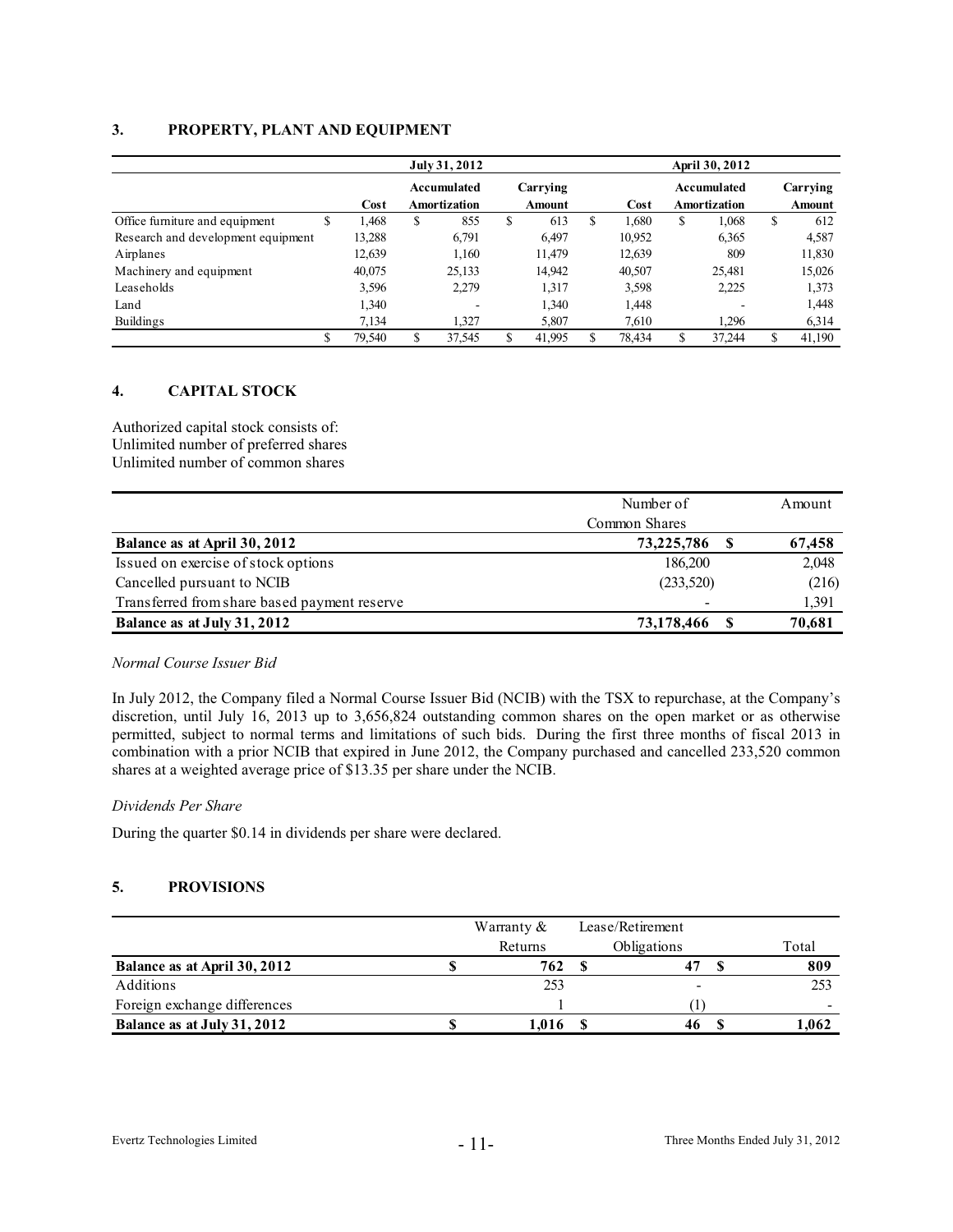## 3. PROPERTY, PLANT AND EQUIPMENT

| | July 31, 2012 | | | April 30, 2012 | | |
|---|---|---|---|---|---|---|
| | Cost | Accumulated Amortization | Carrying Amount | Cost | Accumulated Amortization | Carrying Amount |
| Office furniture and equipment | $ 1,468 | $ 855 | $ 613 | $ 1,680 | $ 1,068 | $ 612 |
| Research and development equipment | 13,288 | 6,791 | 6,497 | 10,952 | 6,365 | 4,587 |
| Airplanes | 12,639 | 1,160 | 11,479 | 12,639 | 809 | 11,830 |
| Machinery and equipment | 40,075 | 25,133 | 14,942 | 40,507 | 25,481 | 15,026 |
| Leaseholds | 3,596 | 2,279 | 1,317 | 3,598 | 2,225 | 1,373 |
| Land | 1,340 | - | 1,340 | 1,448 | - | 1,448 |
| Buildings | 7,134 | 1,327 | 5,807 | 7,610 | 1,296 | 6,314 |
| | $ 79,540 | $ 37,545 | $ 41,995 | $ 78,434 | $ 37,244 | $ 41,190 |

## 4. CAPITAL STOCK

Authorized capital stock consists of:
Unlimited number of preferred shares
Unlimited number of common shares

| | Number of Common Shares | Amount |
|---|---|---|
| **Balance as at April 30, 2012** | **73,225,786** | **$ 67,458** |
| Issued on exercise of stock options | 186,200 | 2,048 |
| Cancelled pursuant to NCIB | (233,520) | (216) |
| Transferred from share based payment reserve | - | 1,391 |
| **Balance as at July 31, 2012** | **73,178,466** | **$ 70,681** |

*Normal Course Issuer Bid*

In July 2012, the Company filed a Normal Course Issuer Bid (NCIB) with the TSX to repurchase, at the Company's discretion, until July 16, 2013 up to 3,656,824 outstanding common shares on the open market or as otherwise permitted, subject to normal terms and limitations of such bids. During the first three months of fiscal 2013 in combination with a prior NCIB that expired in June 2012, the Company purchased and cancelled 233,520 common shares at a weighted average price of $13.35 per share under the NCIB.

*Dividends Per Share*

During the quarter $0.14 in dividends per share were declared.

## 5. PROVISIONS

| | Warranty & Returns | Lease/Retirement Obligations | Total |
|---|---|---|---|
| **Balance as at April 30, 2012** | **$ 762** | **$ 47** | **$ 809** |
| Additions | 253 | - | 253 |
| Foreign exchange differences | 1 | (1) | - |
| **Balance as at July 31, 2012** | **$ 1,016** | **$ 46** | **$ 1,062** |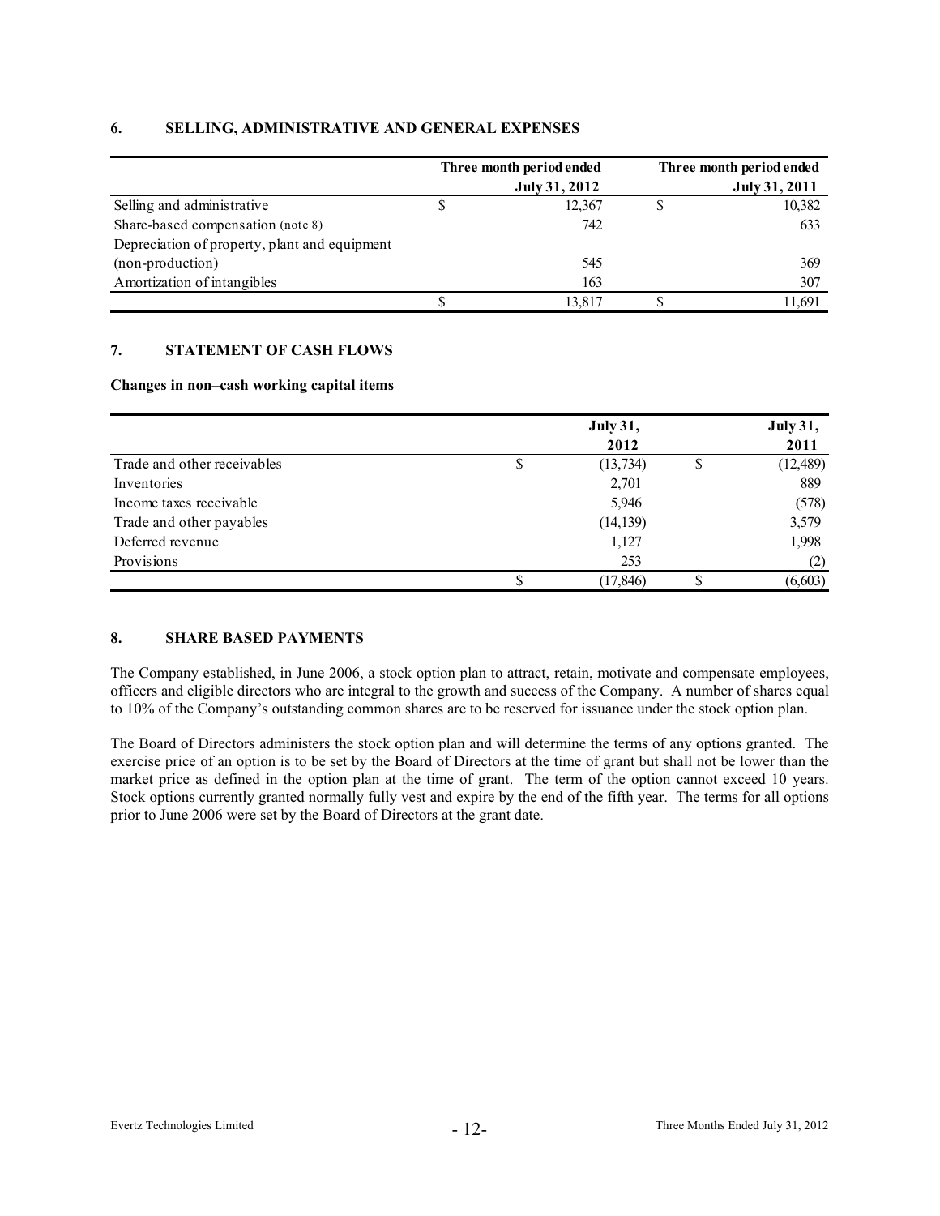## 6. SELLING, ADMINISTRATIVE AND GENERAL EXPENSES

| | Three month period ended July 31, 2012 | Three month period ended July 31, 2011 |
|---|---|---|
| Selling and administrative | $ 12,367 | $ 10,382 |
| Share-based compensation (note 8) | 742 | 633 |
| Depreciation of property, plant and equipment (non-production) | 545 | 369 |
| Amortization of intangibles | 163 | 307 |
| | $ 13,817 | $ 11,691 |

## 7. STATEMENT OF CASH FLOWS

**Changes in non–cash working capital items**

| | July 31, 2012 | July 31, 2011 |
|---|---|---|
| Trade and other receivables | $ (13,734) | $ (12,489) |
| Inventories | 2,701 | 889 |
| Income taxes receivable | 5,946 | (578) |
| Trade and other payables | (14,139) | 3,579 |
| Deferred revenue | 1,127 | 1,998 |
| Provisions | 253 | (2) |
| | $ (17,846) | $ (6,603) |

## 8. SHARE BASED PAYMENTS

The Company established, in June 2006, a stock option plan to attract, retain, motivate and compensate employees, officers and eligible directors who are integral to the growth and success of the Company. A number of shares equal to 10% of the Company's outstanding common shares are to be reserved for issuance under the stock option plan.

The Board of Directors administers the stock option plan and will determine the terms of any options granted. The exercise price of an option is to be set by the Board of Directors at the time of grant but shall not be lower than the market price as defined in the option plan at the time of grant. The term of the option cannot exceed 10 years. Stock options currently granted normally fully vest and expire by the end of the fifth year. The terms for all options prior to June 2006 were set by the Board of Directors at the grant date.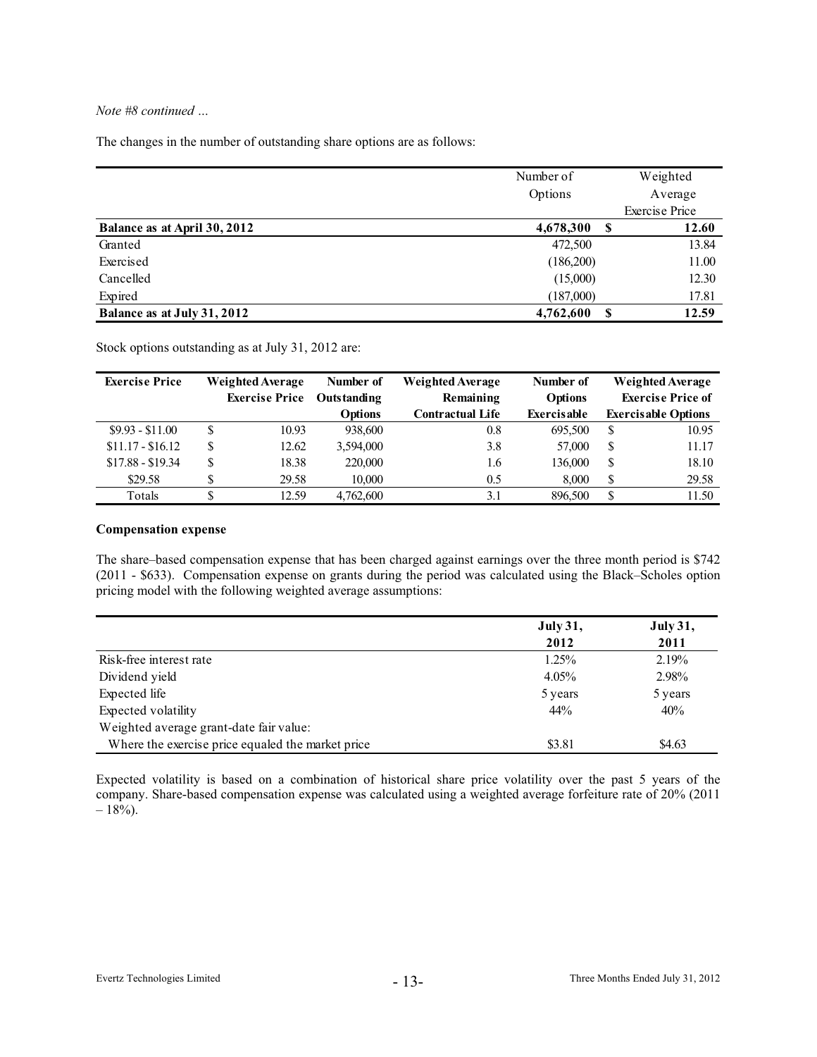*Note #8 continued …*

The changes in the number of outstanding share options are as follows:

| | Number of Options | Weighted Average Exercise Price |
|---|---|---|
| **Balance as at April 30, 2012** | **4,678,300** | **$ 12.60** |
| Granted | 472,500 | 13.84 |
| Exercised | (186,200) | 11.00 |
| Cancelled | (15,000) | 12.30 |
| Expired | (187,000) | 17.81 |
| **Balance as at July 31, 2012** | **4,762,600** | **$ 12.59** |

Stock options outstanding as at July 31, 2012 are:

| Exercise Price | Weighted Average Exercise Price | Number of Outstanding Options | Weighted Average Remaining Contractual Life | Number of Options Exercisable | Weighted Average Exercise Price of Exercisable Options |
|---|---|---|---|---|---|
| $9.93 - $11.00 | $ 10.93 | 938,600 | 0.8 | 695,500 | $ 10.95 |
| $11.17 - $16.12 | $ 12.62 | 3,594,000 | 3.8 | 57,000 | $ 11.17 |
| $17.88 - $19.34 | $ 18.38 | 220,000 | 1.6 | 136,000 | $ 18.10 |
| $29.58 | $ 29.58 | 10,000 | 0.5 | 8,000 | $ 29.58 |
| Totals | $ 12.59 | 4,762,600 | 3.1 | 896,500 | $ 11.50 |

### Compensation expense

The share–based compensation expense that has been charged against earnings over the three month period is $742 (2011 - $633). Compensation expense on grants during the period was calculated using the Black–Scholes option pricing model with the following weighted average assumptions:

| | **July 31, 2012** | **July 31, 2011** |
|---|---|---|
| Risk-free interest rate | 1.25% | 2.19% |
| Dividend yield | 4.05% | 2.98% |
| Expected life | 5 years | 5 years |
| Expected volatility | 44% | 40% |
| Weighted average grant-date fair value: | | |
| Where the exercise price equaled the market price | $3.81 | $4.63 |

Expected volatility is based on a combination of historical share price volatility over the past 5 years of the company. Share-based compensation expense was calculated using a weighted average forfeiture rate of 20% (2011 – 18%).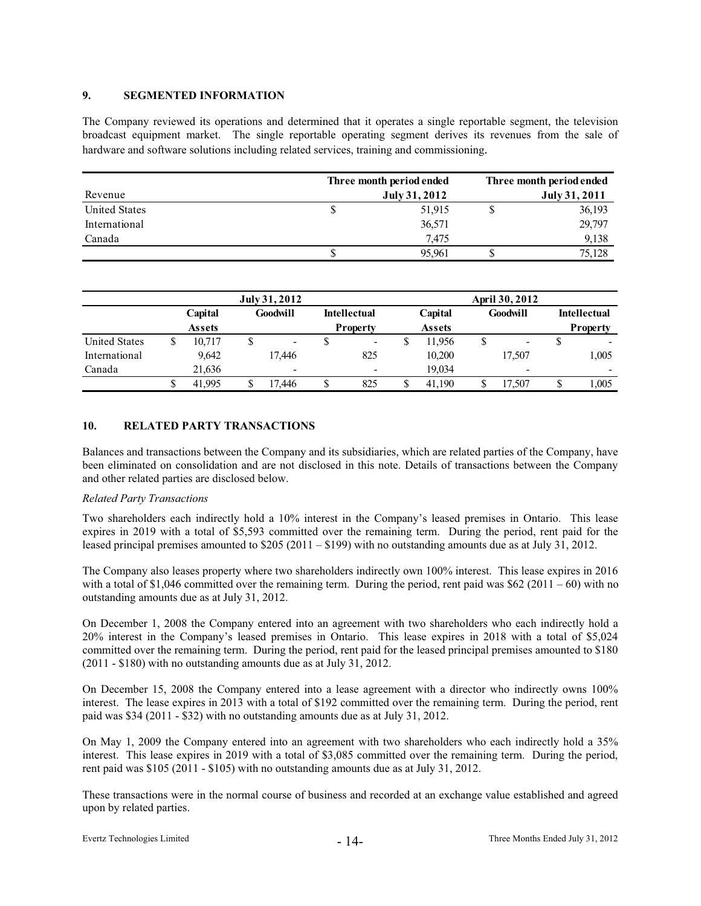## 9. SEGMENTED INFORMATION

The Company reviewed its operations and determined that it operates a single reportable segment, the television broadcast equipment market. The single reportable operating segment derives its revenues from the sale of hardware and software solutions including related services, training and commissioning.

| Revenue | Three month period ended July 31, 2012 | Three month period ended July 31, 2011 |
|---|---|---|
| United States | $ 51,915 | $ 36,193 |
| International | 36,571 | 29,797 |
| Canada | 7,475 | 9,138 |
| | $ 95,961 | $ 75,128 |

| | July 31, 2012 | | | April 30, 2012 | | |
|---|---|---|---|---|---|---|
| | Capital Assets | Goodwill | Intellectual Property | Capital Assets | Goodwill | Intellectual Property |
| United States | $ 10,717 | $ - | $ - | $ 11,956 | $ - | $ - |
| International | 9,642 | 17,446 | 825 | 10,200 | 17,507 | 1,005 |
| Canada | 21,636 | - | - | 19,034 | - | - |
| | $ 41,995 | $ 17,446 | $ 825 | $ 41,190 | $ 17,507 | $ 1,005 |

## 10. RELATED PARTY TRANSACTIONS

Balances and transactions between the Company and its subsidiaries, which are related parties of the Company, have been eliminated on consolidation and are not disclosed in this note. Details of transactions between the Company and other related parties are disclosed below.

*Related Party Transactions*

Two shareholders each indirectly hold a 10% interest in the Company's leased premises in Ontario. This lease expires in 2019 with a total of $5,593 committed over the remaining term. During the period, rent paid for the leased principal premises amounted to $205 (2011 – $199) with no outstanding amounts due as at July 31, 2012.

The Company also leases property where two shareholders indirectly own 100% interest. This lease expires in 2016 with a total of $1,046 committed over the remaining term. During the period, rent paid was $62 (2011 – 60) with no outstanding amounts due as at July 31, 2012.

On December 1, 2008 the Company entered into an agreement with two shareholders who each indirectly hold a 20% interest in the Company's leased premises in Ontario. This lease expires in 2018 with a total of $5,024 committed over the remaining term. During the period, rent paid for the leased principal premises amounted to $180 (2011 - $180) with no outstanding amounts due as at July 31, 2012.

On December 15, 2008 the Company entered into a lease agreement with a director who indirectly owns 100% interest. The lease expires in 2013 with a total of $192 committed over the remaining term. During the period, rent paid was $34 (2011 - $32) with no outstanding amounts due as at July 31, 2012.

On May 1, 2009 the Company entered into an agreement with two shareholders who each indirectly hold a 35% interest. This lease expires in 2019 with a total of $3,085 committed over the remaining term. During the period, rent paid was $105 (2011 - $105) with no outstanding amounts due as at July 31, 2012.

These transactions were in the normal course of business and recorded at an exchange value established and agreed upon by related parties.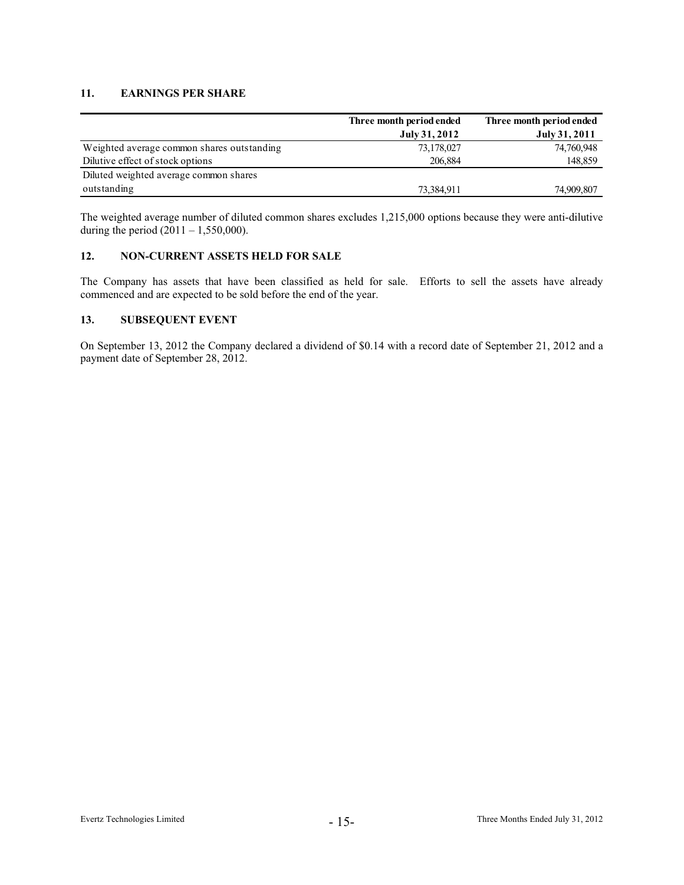## 11. EARNINGS PER SHARE

| | Three month period ended July 31, 2012 | Three month period ended July 31, 2011 |
|---|---|---|
| Weighted average common shares outstanding | 73,178,027 | 74,760,948 |
| Dilutive effect of stock options | 206,884 | 148,859 |
| Diluted weighted average common shares outstanding | 73,384,911 | 74,909,807 |

The weighted average number of diluted common shares excludes 1,215,000 options because they were anti-dilutive during the period (2011 – 1,550,000).

## 12. NON-CURRENT ASSETS HELD FOR SALE

The Company has assets that have been classified as held for sale. Efforts to sell the assets have already commenced and are expected to be sold before the end of the year.

## 13. SUBSEQUENT EVENT

On September 13, 2012 the Company declared a dividend of $0.14 with a record date of September 21, 2012 and a payment date of September 28, 2012.